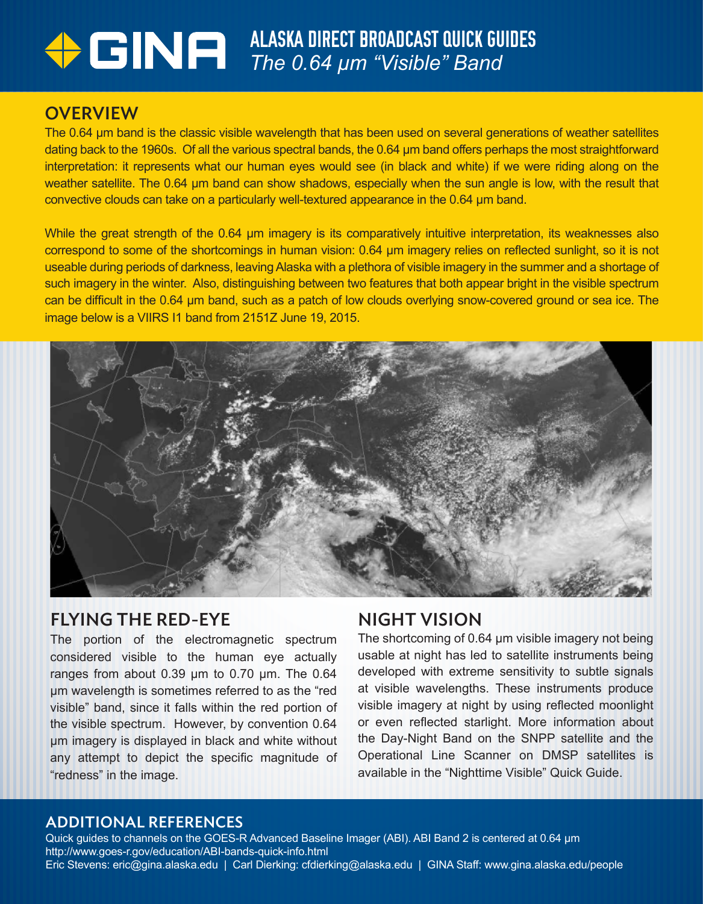# GINA — ALASKA DIRECT BROADCAST QUICK GUIDES

## *The 0.64 µm "Visible" Band*

## OVERVIEW

The 0.64 µm band is the classic visible wavelength that has been used on several generations of weather satellites dating back to the 1960s. Of all the various spectral bands, the 0.64 µm band offers perhaps the most straightforward interpretation: it represents what our human eyes would see (in black and white) if we were riding along on the weather satellite. The 0.64 µm band can show shadows, especially when the sun angle is low, with the result that convective clouds can take on a particularly well-textured appearance in the 0.64 µm band.

While the great strength of the 0.64 µm imagery is its comparatively intuitive interpretation, its weaknesses also correspond to some of the shortcomings in human vision: 0.64 µm imagery relies on reflected sunlight, so it is not useable during periods of darkness, leaving Alaska with a plethora of visible imagery in the summer and a shortage of such imagery in the winter. Also, distinguishing between two features that both appear bright in the visible spectrum can be difficult in the 0.64 µm band, such as a patch of low clouds overlying snow-covered ground or sea ice. The image below is a VIIRS I1 band from 2151Z June 19, 2015.

## FLYING THE RED-EYE

The portion of the electromagnetic spectrum considered visible to the human eye actually ranges from about 0.39 µm to 0.70 µm. The 0.64 µm wavelength is sometimes referred to as the "red visible" band, since it falls within the red portion of the visible spectrum. However, by convention 0.64 µm imagery is displayed in black and white without any attempt to depict the specific magnitude of "redness" in the image.

## NIGHT VISION

The shortcoming of 0.64 µm visible imagery not being usable at night has led to satellite instruments being developed with extreme sensitivity to subtle signals at visible wavelengths. These instruments produce visible imagery at night by using reflected moonlight or even reflected starlight. More information about the Day-Night Band on the SNPP satellite and the Operational Line Scanner on DMSP satellites is available in the "Nighttime Visible" Quick Guide.

## ADDITIONAL REFERENCES

Quick guides to channels on the GOES-R Advanced Baseline Imager (ABI). ABI Band 2 is centered at 0.64 µm
http://www.goes-r.gov/education/ABI-bands-quick-info.html

Eric Stevens: eric@gina.alaska.edu | Carl Dierking: cfdierking@alaska.edu | GINA Staff: www.gina.alaska.edu/people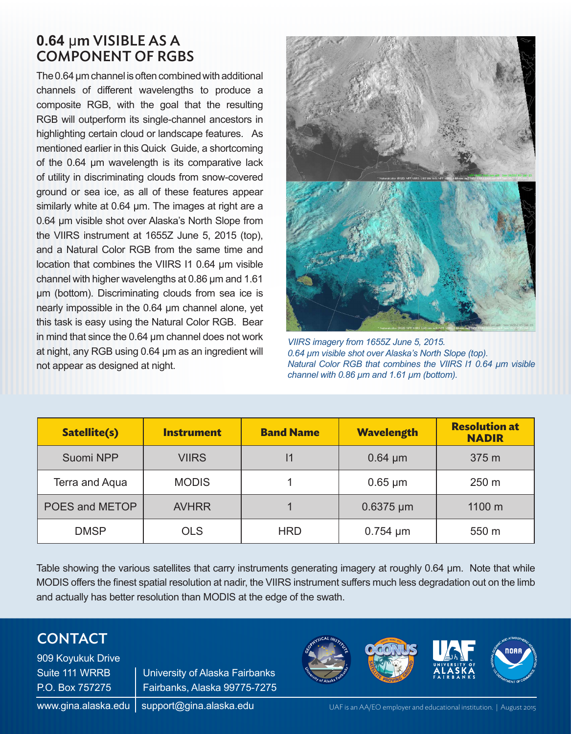## 0.64 µm VISIBLE AS A COMPONENT OF RGBS

The 0.64 µm channel is often combined with additional channels of different wavelengths to produce a composite RGB, with the goal that the resulting RGB will outperform its single-channel ancestors in highlighting certain cloud or landscape features. As mentioned earlier in this Quick Guide, a shortcoming of the 0.64 µm wavelength is its comparative lack of utility in discriminating clouds from snow-covered ground or sea ice, as all of these features appear similarly white at 0.64 µm. The images at right are a 0.64 µm visible shot over Alaska's North Slope from the VIIRS instrument at 1655Z June 5, 2015 (top), and a Natural Color RGB from the same time and location that combines the VIIRS I1 0.64 µm visible channel with higher wavelengths at 0.86 µm and 1.61 µm (bottom). Discriminating clouds from sea ice is nearly impossible in the 0.64 µm channel alone, yet this task is easy using the Natural Color RGB. Bear in mind that since the 0.64 µm channel does not work at night, any RGB using 0.64 µm as an ingredient will not appear as designed at night.

*VIIRS imagery from 1655Z June 5, 2015.*
*0.64 µm visible shot over Alaska's North Slope (top).*
*Natural Color RGB that combines the VIIRS I1 0.64 µm visible channel with 0.86 µm and 1.61 µm (bottom).*

| Satellite(s) | Instrument | Band Name | Wavelength | Resolution at NADIR |
|---|---|---|---|---|
| Suomi NPP | VIIRS | I1 | 0.64 µm | 375 m |
| Terra and Aqua | MODIS | 1 | 0.65 µm | 250 m |
| POES and METOP | AVHRR | 1 | 0.6375 µm | 1100 m |
| DMSP | OLS | HRD | 0.754 µm | 550 m |

Table showing the various satellites that carry instruments generating imagery at roughly 0.64 µm. Note that while MODIS offers the finest spatial resolution at nadir, the VIIRS instrument suffers much less degradation out on the limb and actually has better resolution than MODIS at the edge of the swath.

## CONTACT

909 Koyukuk Drive
Suite 111 WRRB
P.O. Box 757275

University of Alaska Fairbanks
Fairbanks, Alaska 99775-7275

www.gina.alaska.edu | support@gina.alaska.edu

UAF is an AA/EO employer and educational institution. | August 2015